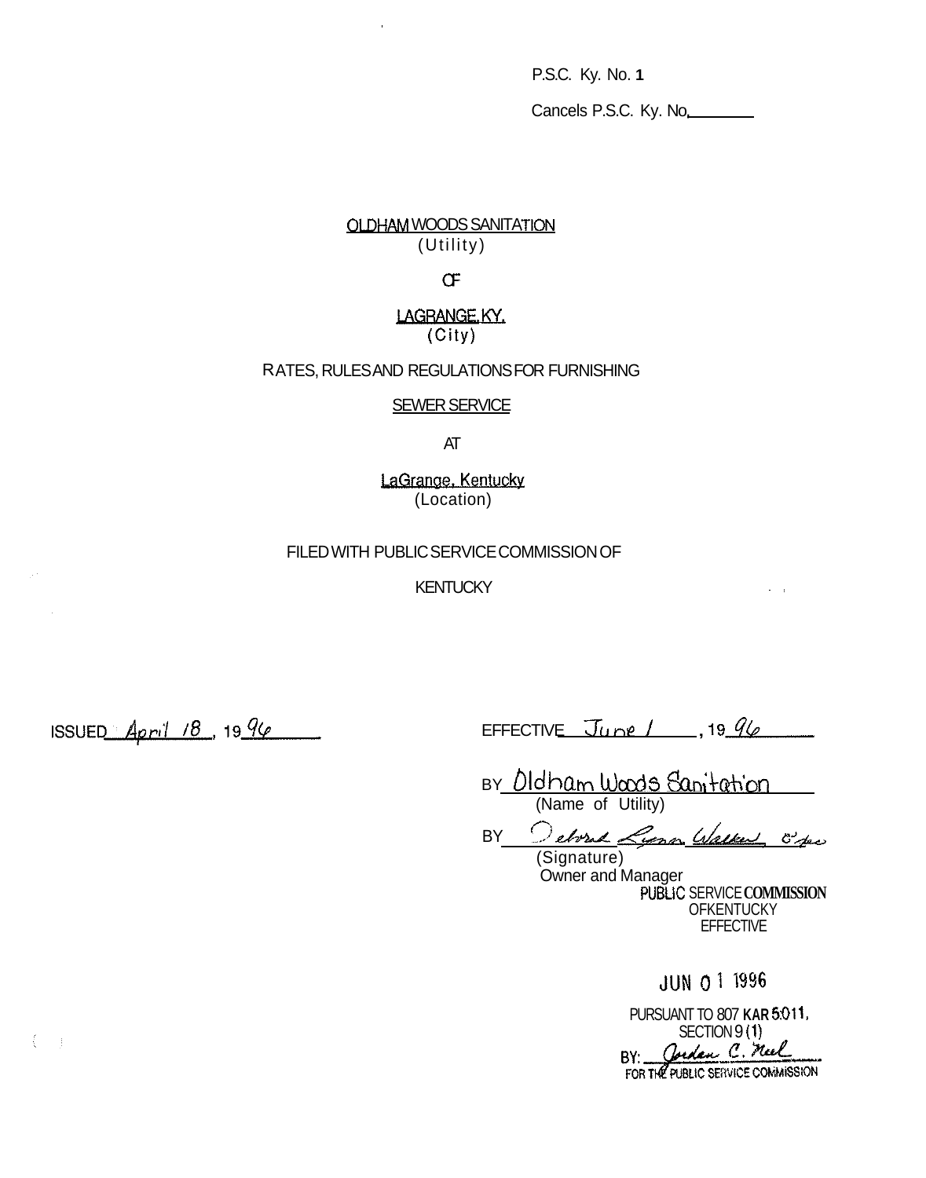P.S.C. Ky. No. **1**

Cancels P.S.C. Ky. No.________

OLDHAM WOODS SANITATION
(Utility)

OF

LAGRANGE, KY.
(City)

RATES, RULES AND REGULATIONS FOR FURNISHING

SEWER SERVICE

AT

LaGrange, Kentucky
(Location)

FILED WITH PUBLIC SERVICE COMMISSION OF

KENTUCKY

ISSUED April 18, 1996

EFFECTIVE June 1, 1996

BY Oldham Woods Sanitation
(Name of Utility)

BY Deborah Lynn Walker O'fec
(Signature)
Owner and Manager

PUBLIC SERVICE COMMISSION
OF KENTUCKY
EFFECTIVE

JUN 01 1996

PURSUANT TO 807 KAR 5:011,
SECTION 9 (1)
BY: Jordan C. Neel
FOR THE PUBLIC SERVICE COMMISSION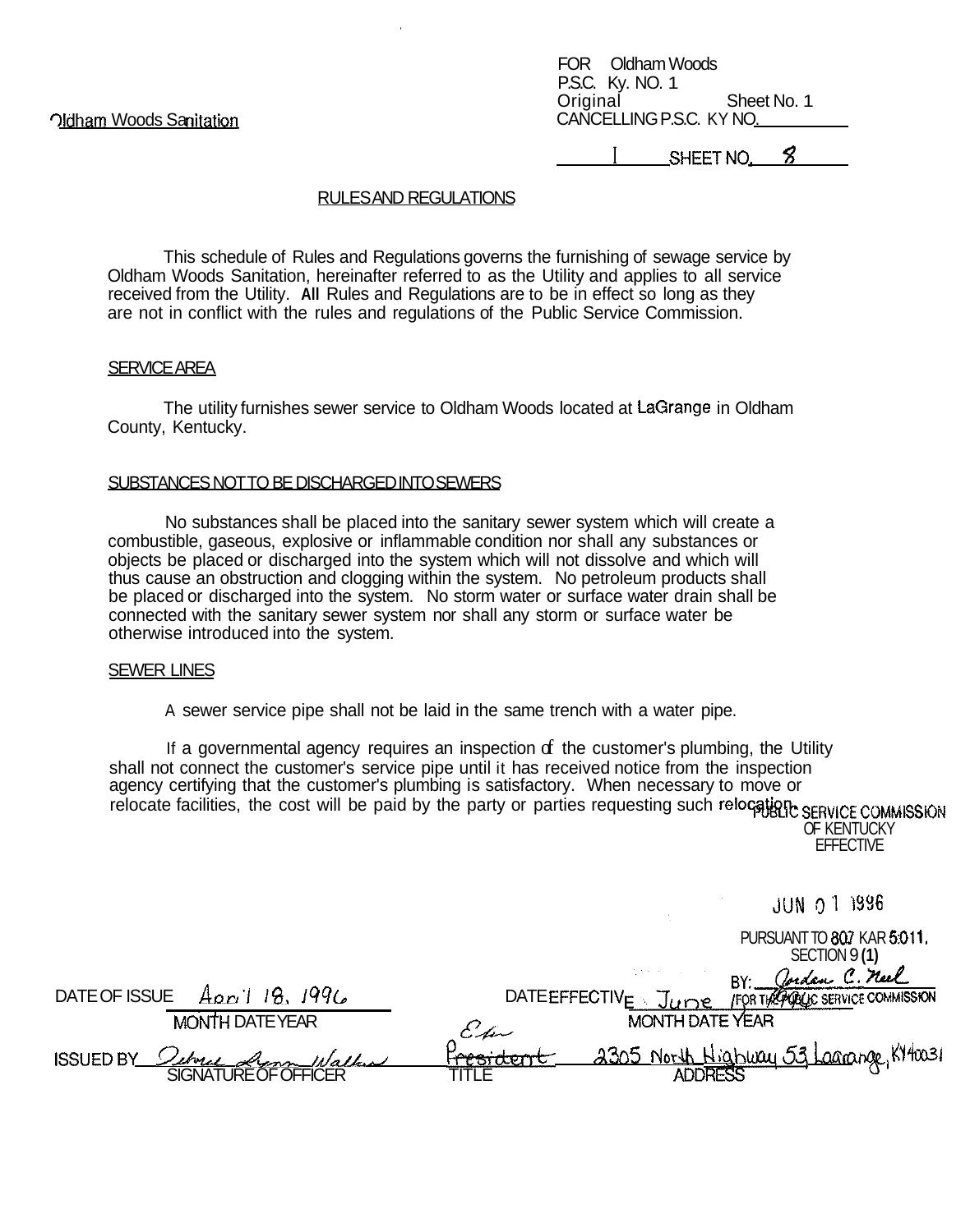Oldham Woods Sanitation

FOR Oldham Woods
P.S.C. Ky. NO. 1
Original Sheet No. 1
CANCELLING P.S.C. KY NO. ______

I SHEET NO. 8

## RULES AND REGULATIONS

This schedule of Rules and Regulations governs the furnishing of sewage service by Oldham Woods Sanitation, hereinafter referred to as the Utility and applies to all service received from the Utility. All Rules and Regulations are to be in effect so long as they are not in conflict with the rules and regulations of the Public Service Commission.

### SERVICE AREA

The utility furnishes sewer service to Oldham Woods located at LaGrange in Oldham County, Kentucky.

### SUBSTANCES NOT TO BE DISCHARGED INTO SEWERS

No substances shall be placed into the sanitary sewer system which will create a combustible, gaseous, explosive or inflammable condition nor shall any substances or objects be placed or discharged into the system which will not dissolve and which will thus cause an obstruction and clogging within the system. No petroleum products shall be placed or discharged into the system. No storm water or surface water drain shall be connected with the sanitary sewer system nor shall any storm or surface water be otherwise introduced into the system.

### SEWER LINES

A sewer service pipe shall not be laid in the same trench with a water pipe.

If a governmental agency requires an inspection of the customer's plumbing, the Utility shall not connect the customer's service pipe until it has received notice from the inspection agency certifying that the customer's plumbing is satisfactory. When necessary to move or relocate facilities, the cost will be paid by the party or parties requesting such relocation.

PUBLIC SERVICE COMMISSION
OF KENTUCKY
EFFECTIVE

JUN 01 1996

PURSUANT TO 807 KAR 5:011,
SECTION 9 (1)
BY: Jordan C. Neel
FOR THE PUBLIC SERVICE COMMISSION

DATE OF ISSUE April 18, 1996 (MONTH DATE YEAR)

DATE EFFECTIVE June (MONTH DATE YEAR)

ISSUED BY Delmer Lynn Walker (SIGNATURE OF OFFICER) — President (TITLE) — 2305 North Highway 53 Lagrange, KY 40031 (ADDRESS)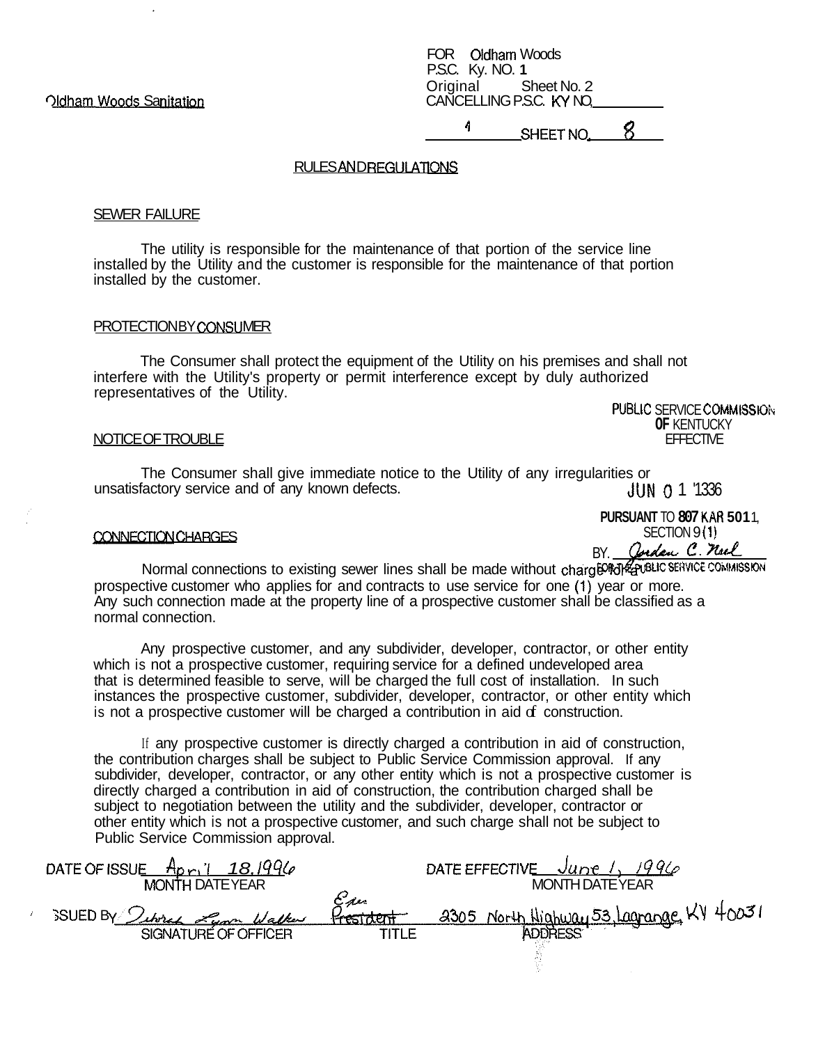Oldham Woods Sanitation

FOR Oldham Woods
P.S.C. Ky. NO. **1**
Original Sheet No. 2
CANCELLING P.S.C. KY NO. ________

1 SHEET NO. 8

## RULES AND REGULATIONS

### SEWER FAILURE

The utility is responsible for the maintenance of that portion of the service line installed by the Utility and the customer is responsible for the maintenance of that portion installed by the customer.

### PROTECTION BY CONSUMER

The Consumer shall protect the equipment of the Utility on his premises and shall not interfere with the Utility's property or permit interference except by duly authorized representatives of the Utility.

PUBLIC SERVICE COMMISSION OF KENTUCKY EFFECTIVE

### NOTICE OF TROUBLE

The Consumer shall give immediate notice to the Utility of any irregularities or unsatisfactory service and of any known defects.

JUN 01 1996

PURSUANT TO 807 KAR 5:011, SECTION 9(1)
BY: Jordan C. Neel
FOR THE PUBLIC SERVICE COMMISSION

### CONNECTION CHARGES

Normal connections to existing sewer lines shall be made without charge for a prospective customer who applies for and contracts to use service for one (1) year or more. Any such connection made at the property line of a prospective customer shall be classified as a normal connection.

Any prospective customer, and any subdivider, developer, contractor, or other entity which is not a prospective customer, requiring service for a defined undeveloped area that is determined feasible to serve, will be charged the full cost of installation. In such instances the prospective customer, subdivider, developer, contractor, or other entity which is not a prospective customer will be charged a contribution in aid of construction.

If any prospective customer is directly charged a contribution in aid of construction, the contribution charges shall be subject to Public Service Commission approval. If any subdivider, developer, contractor, or any other entity which is not a prospective customer is directly charged a contribution in aid of construction, the contribution charged shall be subject to negotiation between the utility and the subdivider, developer, contractor or other entity which is not a prospective customer, and such charge shall not be subject to Public Service Commission approval.

DATE OF ISSUE April 18, 1996 (MONTH DATE YEAR)
DATE EFFECTIVE June 1, 1996 (MONTH DATE YEAR)

ISSUED BY Deborah Lynn Walker (SIGNATURE OF OFFICER) — Exec President (TITLE) — 2305 North Highway 53, Lagrange, KY 40031 (ADDRESS)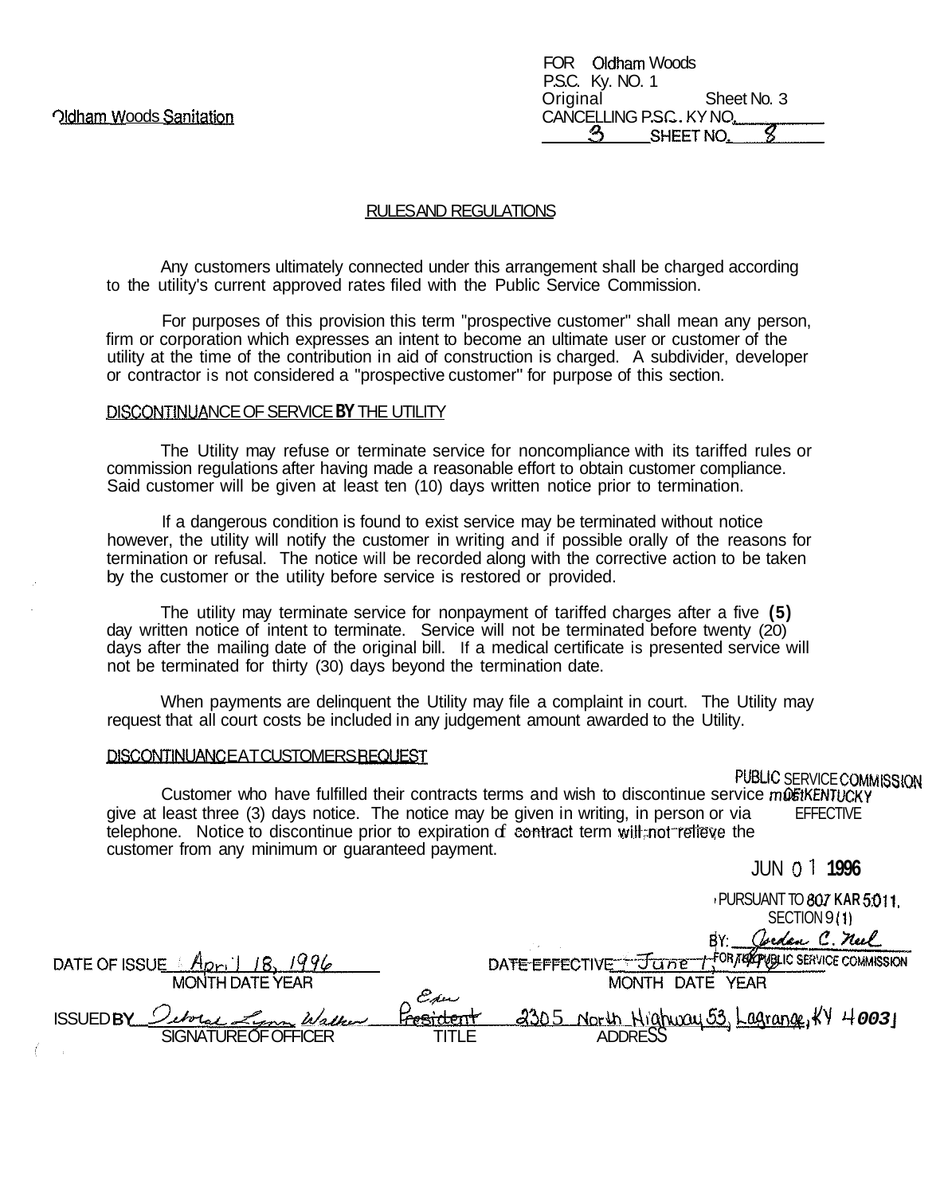Oldham Woods Sanitation

FOR Oldham Woods
P.S.C. Ky. NO. 1
Original Sheet No. 3
CANCELLING P.S.C. KY NO. 3 SHEET NO. 8

## RULES AND REGULATIONS

Any customers ultimately connected under this arrangement shall be charged according to the utility's current approved rates filed with the Public Service Commission.

For purposes of this provision this term "prospective customer" shall mean any person, firm or corporation which expresses an intent to become an ultimate user or customer of the utility at the time of the contribution in aid of construction is charged. A subdivider, developer or contractor is not considered a "prospective customer" for purpose of this section.

### DISCONTINUANCE OF SERVICE **BY** THE UTILITY

The Utility may refuse or terminate service for noncompliance with its tariffed rules or commission regulations after having made a reasonable effort to obtain customer compliance. Said customer will be given at least ten (10) days written notice prior to termination.

If a dangerous condition is found to exist service may be terminated without notice however, the utility will notify the customer in writing and if possible orally of the reasons for termination or refusal. The notice will be recorded along with the corrective action to be taken by the customer or the utility before service is restored or provided.

The utility may terminate service for nonpayment of tariffed charges after a five **(5)** day written notice of intent to terminate. Service will not be terminated before twenty (20) days after the mailing date of the original bill. If a medical certificate is presented service will not be terminated for thirty (30) days beyond the termination date.

When payments are delinquent the Utility may file a complaint in court. The Utility may request that all court costs be included in any judgement amount awarded to the Utility.

### DISCONTINUANCE AT CUSTOMERS REQUEST

Customer who have fulfilled their contracts terms and wish to discontinue service must give at least three (3) days notice. The notice may be given in writing, in person or via telephone. Notice to discontinue prior to expiration of contract term will not relieve the customer from any minimum or guaranteed payment.

PUBLIC SERVICE COMMISSION OF KENTUCKY
EFFECTIVE
JUN 01 1996
PURSUANT TO 807 KAR 5:011, SECTION 9 (1)
BY: Jordan C. Neel
FOR THE PUBLIC SERVICE COMMISSION

DATE OF ISSUE April 18, 1996
MONTH DATE YEAR

DATE EFFECTIVE June 1, 1996
MONTH DATE YEAR

ISSUED BY Deborah Lynn Walker — Exec President — 2305 North Highway 53, Lagrange, KY 40031
SIGNATURE OF OFFICER — TITLE — ADDRESS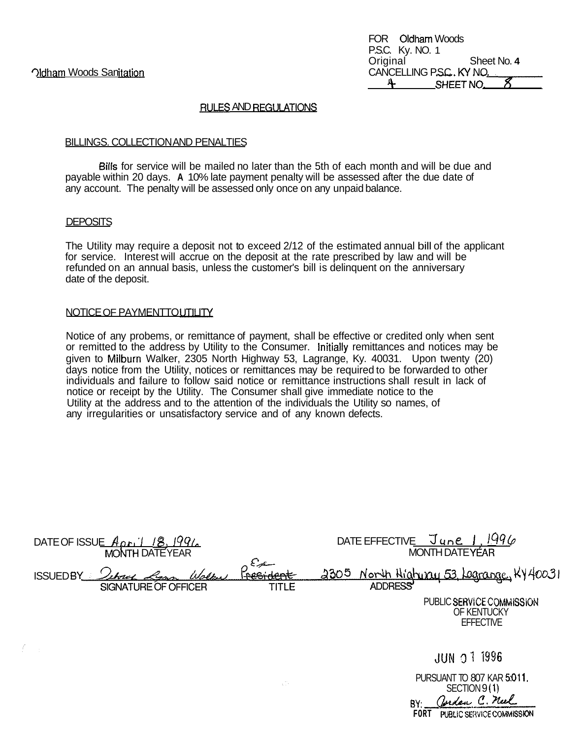Oldham Woods Sanitation

FOR Oldham Woods
P.S.C. Ky. NO. 1
Original Sheet No. **4**
CANCELLING P.S.C. KY NO. ____
4 SHEET NO. 8

## RULES AND REGULATIONS

### BILLINGS. COLLECTION AND PENALTIES

Bills for service will be mailed no later than the 5th of each month and will be due and payable within 20 days. **A** 10% late payment penalty will be assessed after the due date of any account. The penalty will be assessed only once on any unpaid balance.

### DEPOSITS

The Utility may require a deposit not to exceed 2/12 of the estimated annual bill of the applicant for service. Interest will accrue on the deposit at the rate prescribed by law and will be refunded on an annual basis, unless the customer's bill is delinquent on the anniversary date of the deposit.

### NOTICE OF PAYMENT TO UTILITY

Notice of any probems, or remittance of payment, shall be effective or credited only when sent or remitted to the address by Utility to the Consumer. Initially remittances and notices may be given to Milburn Walker, 2305 North Highway 53, Lagrange, Ky. 40031. Upon twenty (20) days notice from the Utility, notices or remittances may be required to be forwarded to other individuals and failure to follow said notice or remittance instructions shall result in lack of notice or receipt by the Utility. The Consumer shall give immediate notice to the Utility at the address and to the attention of the individuals the Utility so names, of any irregularities or unsatisfactory service and of any known defects.

DATE OF ISSUE April 18, 1996
MONTH DATE YEAR

DATE EFFECTIVE June 1, 1996
MONTH DATE YEAR

ISSUED BY Deborah Lynn Walker — Ex President — 2305 North Highway 53, Lagrange, KY 40031
SIGNATURE OF OFFICER — TITLE — ADDRESS

PUBLIC SERVICE COMMISSION
OF KENTUCKY
EFFECTIVE

JUN 01 1996

PURSUANT TO 807 KAR 5:011,
SECTION 9 (1)
BY: Jordan C. Neel
FOR THE PUBLIC SERVICE COMMISSION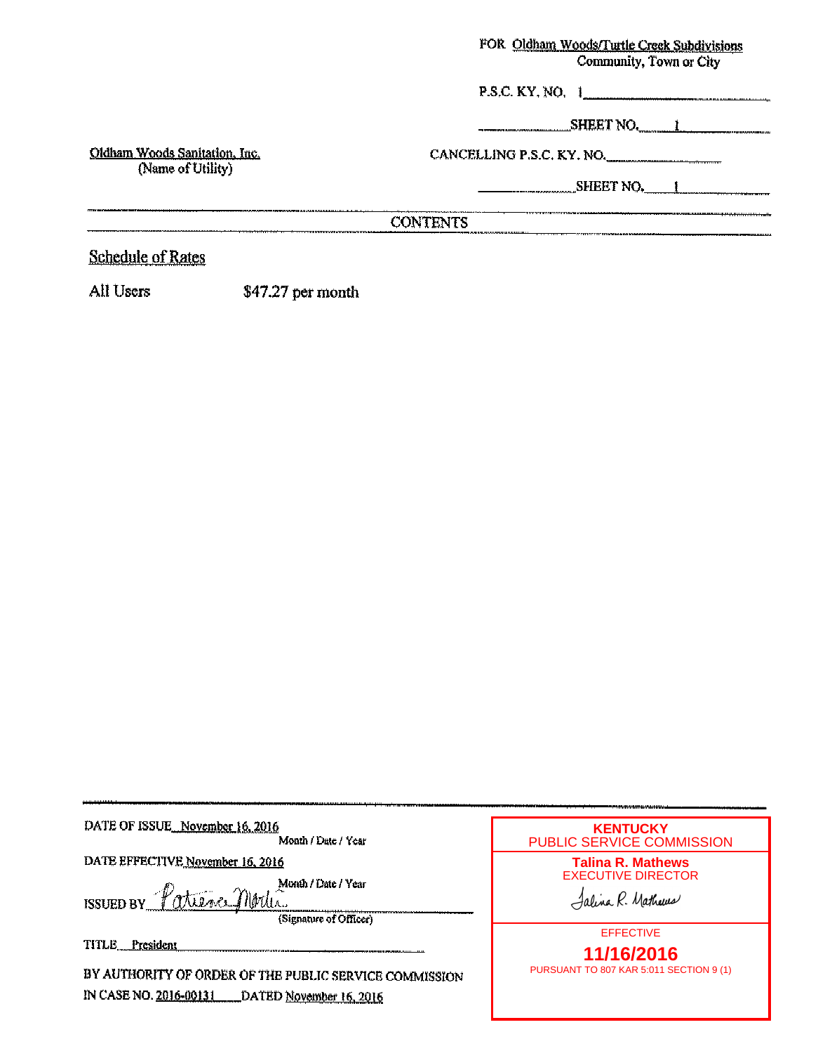FOR Oldham Woods/Turtle Creek Subdivisions
Community, Town or City

P.S.C. KY. NO. 1

SHEET NO. 1

Oldham Woods Sanitation, Inc.
(Name of Utility)

CANCELLING P.S.C. KY. NO.

SHEET NO. 1

CONTENTS

Schedule of Rates

| All Users | $47.27 per month |
|---|---|

DATE OF ISSUE November 16, 2016
Month / Date / Year

DATE EFFECTIVE November 16, 2016
Month / Date / Year

ISSUED BY Patience Martin
(Signature of Officer)

TITLE President

BY AUTHORITY OF ORDER OF THE PUBLIC SERVICE COMMISSION
IN CASE NO. 2016-00131 DATED November 16, 2016

**KENTUCKY**
PUBLIC SERVICE COMMISSION

**Talina R. Mathews**
EXECUTIVE DIRECTOR

Talina R. Mathews

EFFECTIVE

**11/16/2016**

PURSUANT TO 807 KAR 5:011 SECTION 9 (1)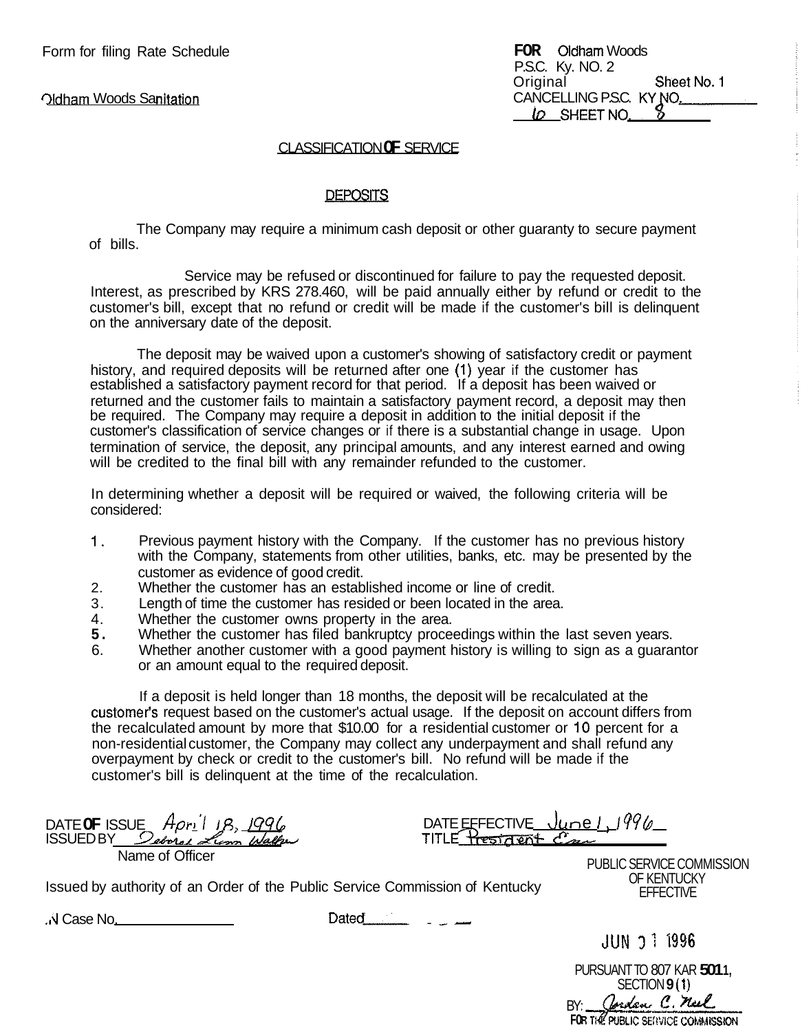Form for filing Rate Schedule

Oldham Woods Sanitation

**FOR** Oldham Woods
P.S.C. Ky. NO. 2
Original Sheet No. 1
CANCELLING P.S.C. KY NO. ______
6 SHEET NO. 8

CLASSIFICATION OF SERVICE

DEPOSITS

The Company may require a minimum cash deposit or other guaranty to secure payment of bills.

Service may be refused or discontinued for failure to pay the requested deposit. Interest, as prescribed by KRS 278.460, will be paid annually either by refund or credit to the customer's bill, except that no refund or credit will be made if the customer's bill is delinquent on the anniversary date of the deposit.

The deposit may be waived upon a customer's showing of satisfactory credit or payment history, and required deposits will be returned after one (1) year if the customer has established a satisfactory payment record for that period. If a deposit has been waived or returned and the customer fails to maintain a satisfactory payment record, a deposit may then be required. The Company may require a deposit in addition to the initial deposit if the customer's classification of service changes or if there is a substantial change in usage. Upon termination of service, the deposit, any principal amounts, and any interest earned and owing will be credited to the final bill with any remainder refunded to the customer.

In determining whether a deposit will be required or waived, the following criteria will be considered:

1. Previous payment history with the Company. If the customer has no previous history with the Company, statements from other utilities, banks, etc. may be presented by the customer as evidence of good credit.
2. Whether the customer has an established income or line of credit.
3. Length of time the customer has resided or been located in the area.
4. Whether the customer owns property in the area.
5. Whether the customer has filed bankruptcy proceedings within the last seven years.
6. Whether another customer with a good payment history is willing to sign as a guarantor or an amount equal to the required deposit.

If a deposit is held longer than 18 months, the deposit will be recalculated at the customer's request based on the customer's actual usage. If the deposit on account differs from the recalculated amount by more that $10.00 for a residential customer or 10 percent for a non-residential customer, the Company may collect any underpayment and shall refund any overpayment by check or credit to the customer's bill. No refund will be made if the customer's bill is delinquent at the time of the recalculation.

DATE OF ISSUE April 18, 1996 DATE EFFECTIVE June 1, 1996
ISSUED BY Deborah Lynn Walker TITLE President
Name of Officer

Issued by authority of an Order of the Public Service Commission of Kentucky

In Case No. ______ Dated ______

PUBLIC SERVICE COMMISSION
OF KENTUCKY
EFFECTIVE

JUN 01 1996

PURSUANT TO 807 KAR 5:011,
SECTION 9 (1)
BY: Jordan C. Neel
FOR THE PUBLIC SERVICE COMMISSION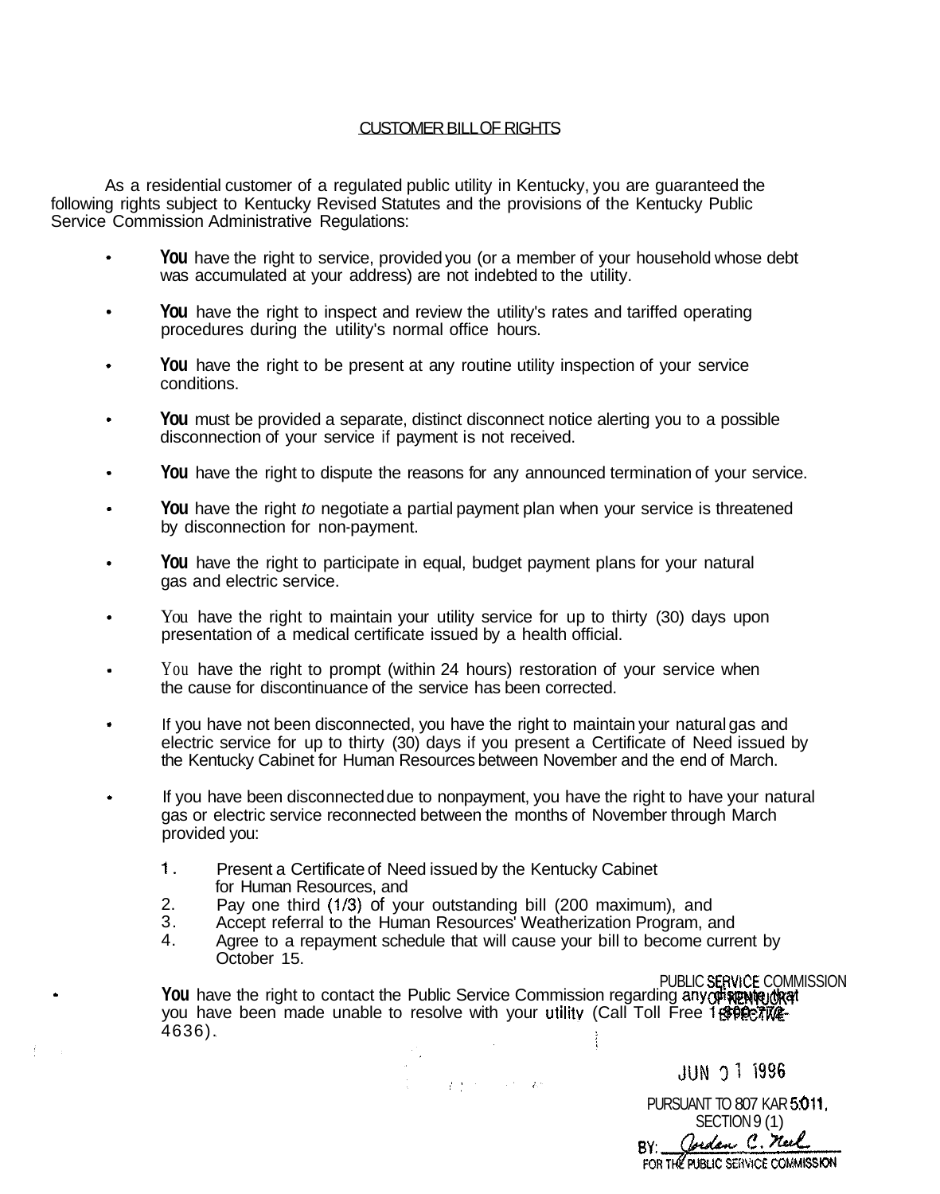# CUSTOMER BILL OF RIGHTS

As a residential customer of a regulated public utility in Kentucky, you are guaranteed the following rights subject to Kentucky Revised Statutes and the provisions of the Kentucky Public Service Commission Administrative Regulations:

- **You** have the right to service, provided you (or a member of your household whose debt was accumulated at your address) are not indebted to the utility.
- **You** have the right to inspect and review the utility's rates and tariffed operating procedures during the utility's normal office hours.
- **You** have the right to be present at any routine utility inspection of your service conditions.
- **You** must be provided a separate, distinct disconnect notice alerting you to a possible disconnection of your service if payment is not received.
- **You** have the right to dispute the reasons for any announced termination of your service.
- **You** have the right *to* negotiate a partial payment plan when your service is threatened by disconnection for non-payment.
- **You** have the right to participate in equal, budget payment plans for your natural gas and electric service.
- You have the right to maintain your utility service for up to thirty (30) days upon presentation of a medical certificate issued by a health official.
- You have the right to prompt (within 24 hours) restoration of your service when the cause for discontinuance of the service has been corrected.
- If you have not been disconnected, you have the right to maintain your natural gas and electric service for up to thirty (30) days if you present a Certificate of Need issued by the Kentucky Cabinet for Human Resources between November and the end of March.
- If you have been disconnected due to nonpayment, you have the right to have your natural gas or electric service reconnected between the months of November through March provided you:
  1. Present a Certificate of Need issued by the Kentucky Cabinet for Human Resources, and
  2. Pay one third (1/3) of your outstanding bill (200 maximum), and
  3. Accept referral to the Human Resources' Weatherization Program, and
  4. Agree to a repayment schedule that will cause your bill to become current by October 15.
- **You** have the right to contact the Public Service Commission regarding any dispute that you have been made unable to resolve with your utility (Call Toll Free 1-800-772-4636).

PUBLIC SERVICE COMMISSION
OF KENTUCKY
EFFECTIVE

JUN 01 1996

PURSUANT TO 807 KAR 5:011,
SECTION 9 (1)
BY: Jordan C. Neel
FOR THE PUBLIC SERVICE COMMISSION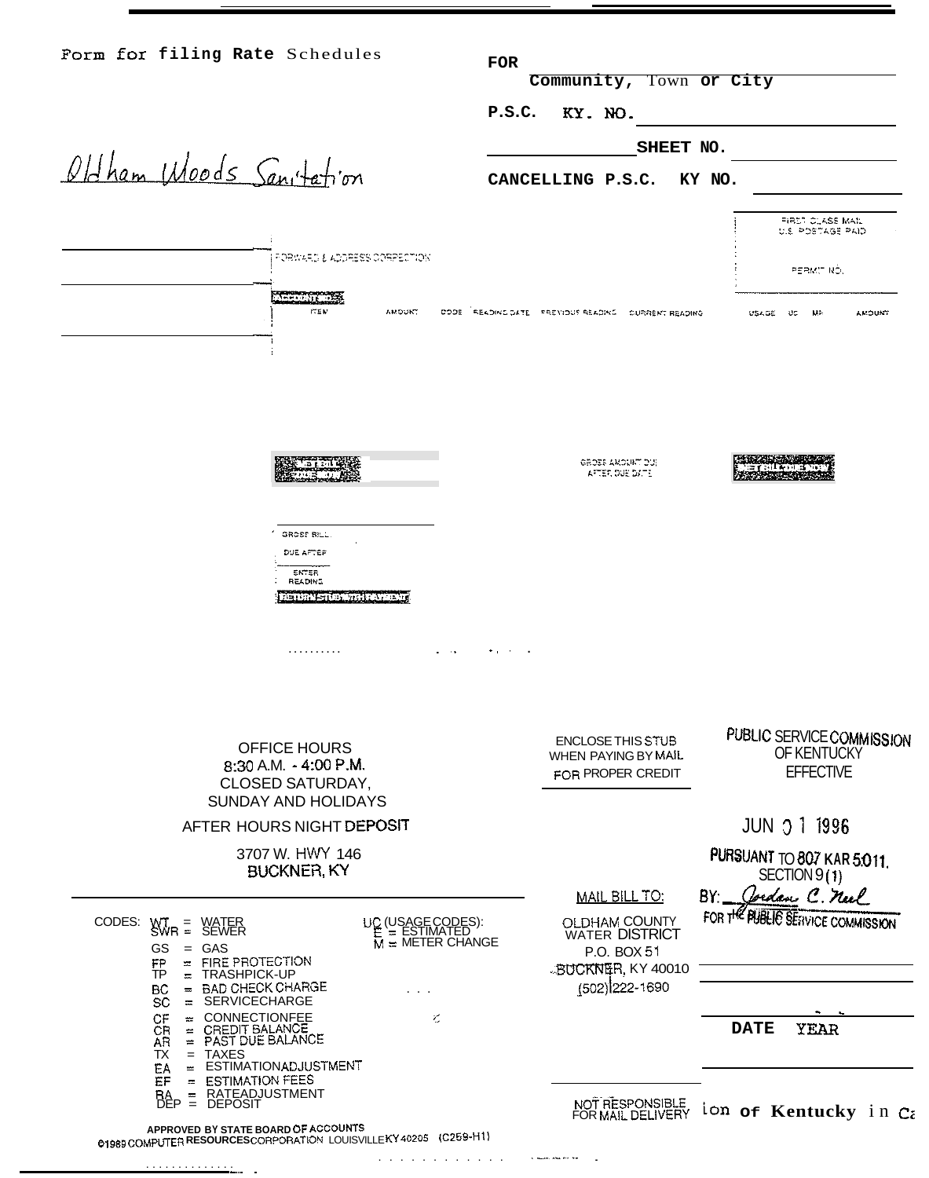Form for filing Rate Schedules

FOR
Community, Town or City

P.S.C. KY. NO.

SHEET NO.

Oldham Woods Sanitation

CANCELLING P.S.C. KY NO.

FIRST CLASS MAIL
U.S. POSTAGE PAID

PERMIT NO.

FORWARD & ADDRESS CORRECTION

ACCOUNT NO.

| ITEM | AMOUNT | CODE | READING DATE | PREVIOUS READING | CURRENT READING | USAGE | UC | MF | AMOUNT |
|---|---|---|---|---|---|---|---|---|---|

NET BILL DUE NOW

GROSS AMOUNT DUE AFTER DUE DATE

NET BILL DUE NOW

GROSS BILL

DUE AFTER

ENTER READING

RETURN STUB WITH PAYMENT

OFFICE HOURS
8:30 A.M. - 4:00 P.M.
CLOSED SATURDAY,
SUNDAY AND HOLIDAYS

AFTER HOURS NIGHT DEPOSIT

3707 W. HWY 146
BUCKNER, KY

ENCLOSE THIS STUB WHEN PAYING BY MAIL FOR PROPER CREDIT

MAIL BILL TO:

OLDHAM COUNTY
WATER DISTRICT
P.O. BOX 51
BUCKNER, KY 40010
(502) 222-1690

NOT RESPONSIBLE FOR MAIL DELIVERY

PUBLIC SERVICE COMMISSION
OF KENTUCKY
EFFECTIVE

JUN 01 1996

PURSUANT TO 807 KAR 5:011,
SECTION 9 (1)
BY: Jordan C. Neel
FOR THE PUBLIC SERVICE COMMISSION

DATE YEAR

ion of Kentucky in Ca

CODES:
- WT = WATER
- SWR = SEWER
- GS = GAS
- FP = FIRE PROTECTION
- TP = TRASHPICK-UP
- BC = BAD CHECK CHARGE
- SC = SERVICECHARGE
- CF = CONNECTIONFEE
- CR = CREDIT BALANCE
- AR = PAST DUE BALANCE
- TX = TAXES
- EA = ESTIMATIONADJUSTMENT
- EF = ESTIMATION FEES
- RA = RATEADJUSTMENT
- DEP = DEPOSIT

UC (USAGE CODES):
- E = ESTIMATED
- M = METER CHANGE

APPROVED BY STATE BOARD OF ACCOUNTS
©1989 COMPUTER RESOURCES CORPORATION LOUISVILLE KY 40205 (C259-H1)